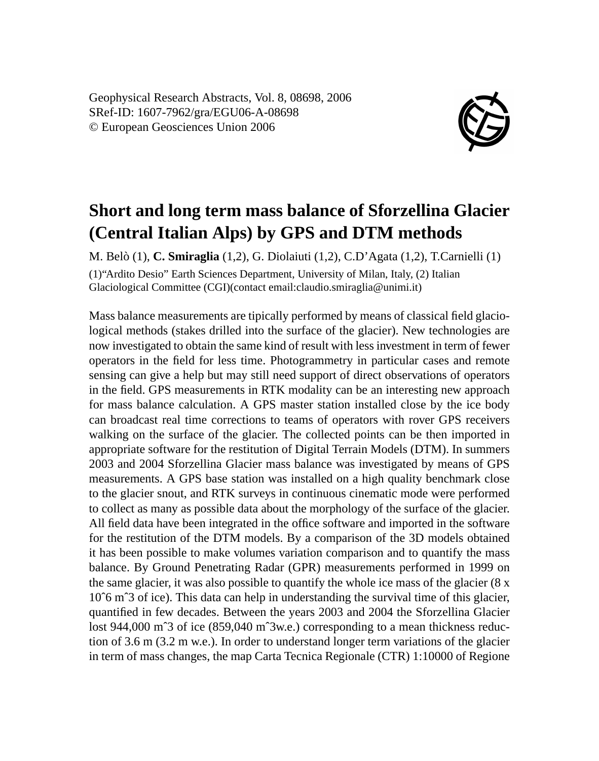Geophysical Research Abstracts, Vol. 8, 08698, 2006
SRef-ID: 1607-7962/gra/EGU06-A-08698
© European Geosciences Union 2006

# Short and long term mass balance of Sforzellina Glacier (Central Italian Alps) by GPS and DTM methods

M. Belò (1), **C. Smiraglia** (1,2), G. Diolaiuti (1,2), C.D'Agata (1,2), T.Carnielli (1)

(1)"Ardito Desio" Earth Sciences Department, University of Milan, Italy, (2) Italian Glaciological Committee (CGI)(contact email:claudio.smiraglia@unimi.it)

Mass balance measurements are tipically performed by means of classical field glaciological methods (stakes drilled into the surface of the glacier). New technologies are now investigated to obtain the same kind of result with less investment in term of fewer operators in the field for less time. Photogrammetry in particular cases and remote sensing can give a help but may still need support of direct observations of operators in the field. GPS measurements in RTK modality can be an interesting new approach for mass balance calculation. A GPS master station installed close by the ice body can broadcast real time corrections to teams of operators with rover GPS receivers walking on the surface of the glacier. The collected points can be then imported in appropriate software for the restitution of Digital Terrain Models (DTM). In summers 2003 and 2004 Sforzellina Glacier mass balance was investigated by means of GPS measurements. A GPS base station was installed on a high quality benchmark close to the glacier snout, and RTK surveys in continuous cinematic mode were performed to collect as many as possible data about the morphology of the surface of the glacier. All field data have been integrated in the office software and imported in the software for the restitution of the DTM models. By a comparison of the 3D models obtained it has been possible to make volumes variation comparison and to quantify the mass balance. By Ground Penetrating Radar (GPR) measurements performed in 1999 on the same glacier, it was also possible to quantify the whole ice mass of the glacier (8 x 10ˆ6 mˆ3 of ice). This data can help in understanding the survival time of this glacier, quantified in few decades. Between the years 2003 and 2004 the Sforzellina Glacier lost 944,000 mˆ3 of ice (859,040 mˆ3w.e.) corresponding to a mean thickness reduction of 3.6 m (3.2 m w.e.). In order to understand longer term variations of the glacier in term of mass changes, the map Carta Tecnica Regionale (CTR) 1:10000 of Regione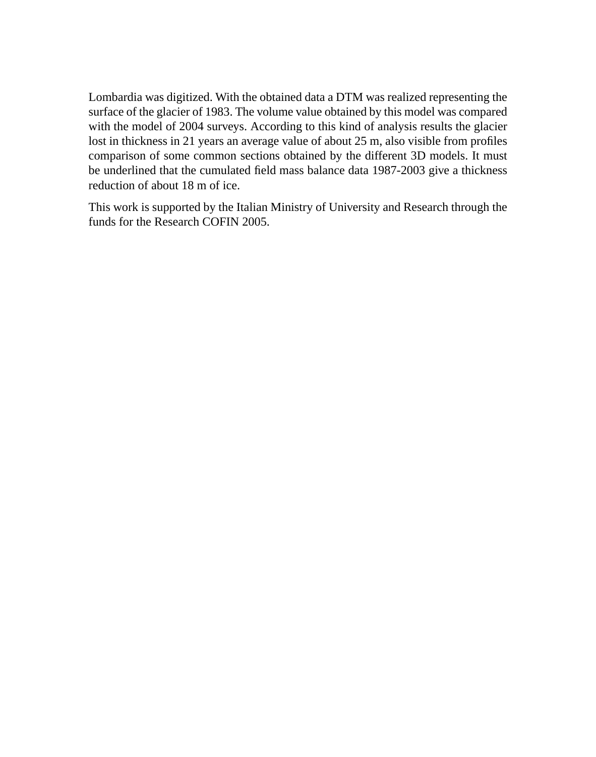Lombardia was digitized. With the obtained data a DTM was realized representing the surface of the glacier of 1983. The volume value obtained by this model was compared with the model of 2004 surveys. According to this kind of analysis results the glacier lost in thickness in 21 years an average value of about 25 m, also visible from profiles comparison of some common sections obtained by the different 3D models. It must be underlined that the cumulated field mass balance data 1987-2003 give a thickness reduction of about 18 m of ice.

This work is supported by the Italian Ministry of University and Research through the funds for the Research COFIN 2005.